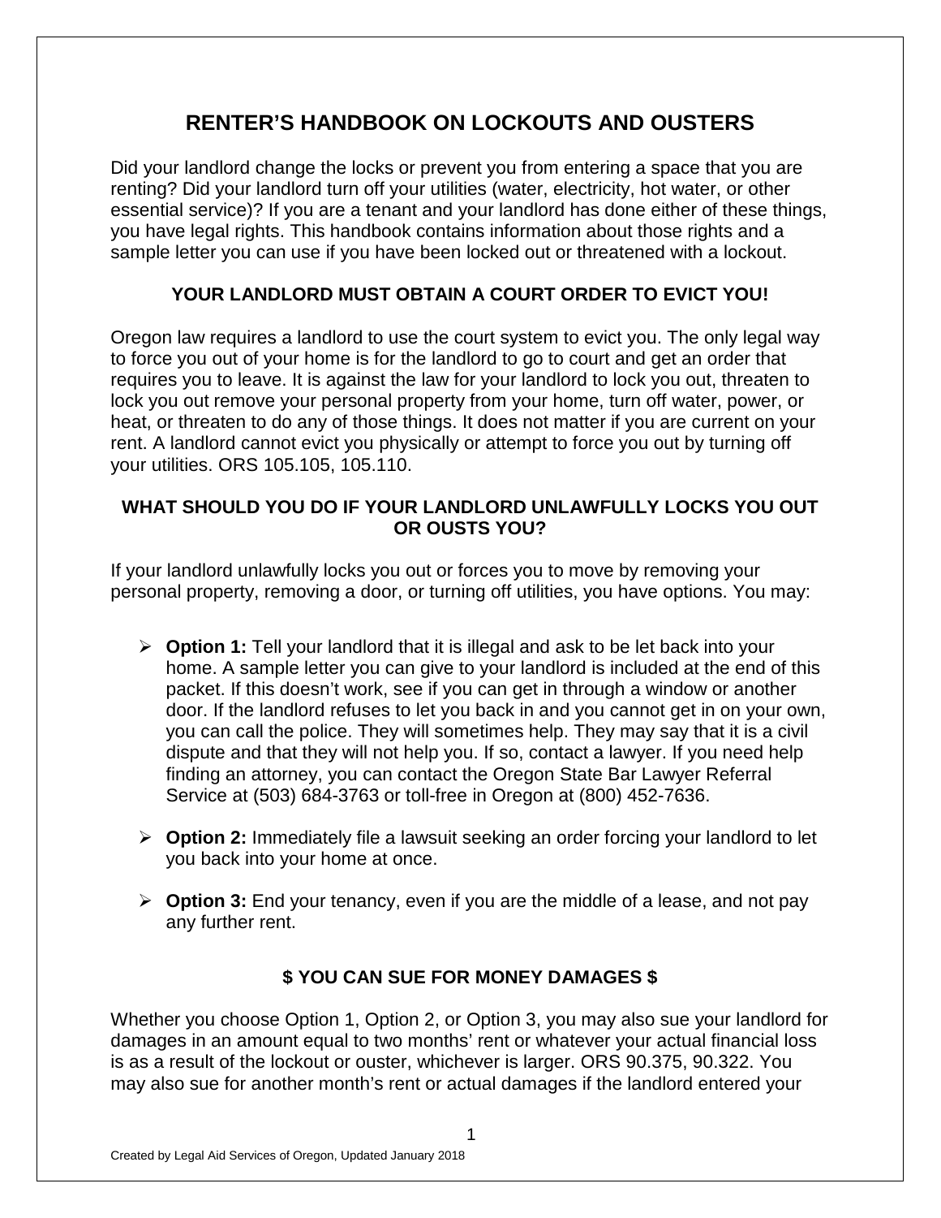# RENTER'S HANDBOOK ON LOCKOUTS AND OUSTERS

Did your landlord change the locks or prevent you from entering a space that you are renting? Did your landlord turn off your utilities (water, electricity, hot water, or other essential service)? If you are a tenant and your landlord has done either of these things, you have legal rights. This handbook contains information about those rights and a sample letter you can use if you have been locked out or threatened with a lockout.

## YOUR LANDLORD MUST OBTAIN A COURT ORDER TO EVICT YOU!

Oregon law requires a landlord to use the court system to evict you. The only legal way to force you out of your home is for the landlord to go to court and get an order that requires you to leave. It is against the law for your landlord to lock you out, threaten to lock you out remove your personal property from your home, turn off water, power, or heat, or threaten to do any of those things. It does not matter if you are current on your rent. A landlord cannot evict you physically or attempt to force you out by turning off your utilities. ORS 105.105, 105.110.

## WHAT SHOULD YOU DO IF YOUR LANDLORD UNLAWFULLY LOCKS YOU OUT OR OUSTS YOU?

If your landlord unlawfully locks you out or forces you to move by removing your personal property, removing a door, or turning off utilities, you have options. You may:

- **Option 1:** Tell your landlord that it is illegal and ask to be let back into your home. A sample letter you can give to your landlord is included at the end of this packet. If this doesn't work, see if you can get in through a window or another door. If the landlord refuses to let you back in and you cannot get in on your own, you can call the police. They will sometimes help. They may say that it is a civil dispute and that they will not help you. If so, contact a lawyer. If you need help finding an attorney, you can contact the Oregon State Bar Lawyer Referral Service at (503) 684-3763 or toll-free in Oregon at (800) 452-7636.

- **Option 2:** Immediately file a lawsuit seeking an order forcing your landlord to let you back into your home at once.

- **Option 3:** End your tenancy, even if you are the middle of a lease, and not pay any further rent.

## $ YOU CAN SUE FOR MONEY DAMAGES $

Whether you choose Option 1, Option 2, or Option 3, you may also sue your landlord for damages in an amount equal to two months' rent or whatever your actual financial loss is as a result of the lockout or ouster, whichever is larger. ORS 90.375, 90.322. You may also sue for another month's rent or actual damages if the landlord entered your

Created by Legal Aid Services of Oregon, Updated January 2018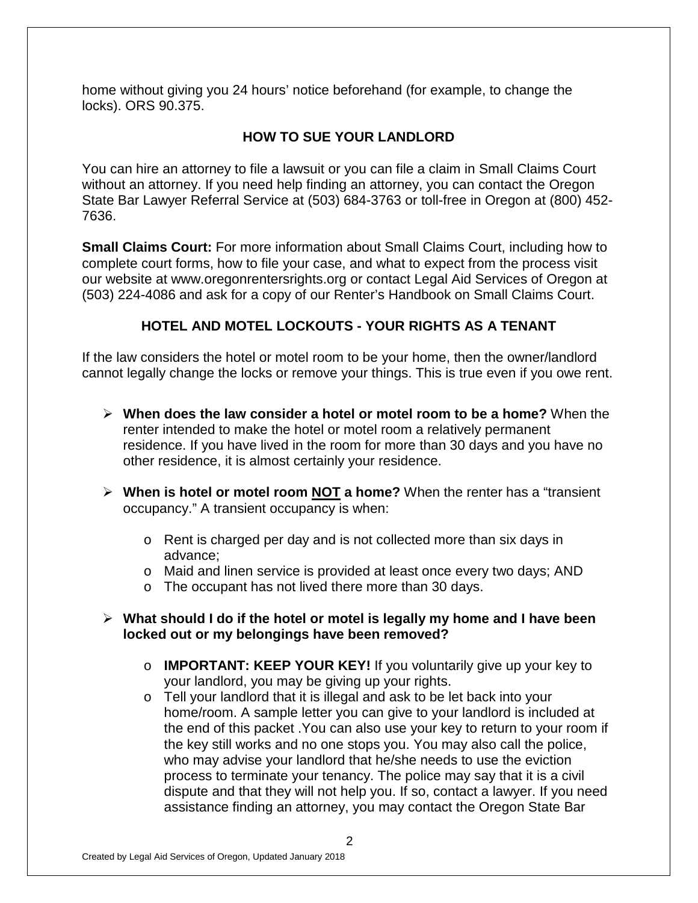home without giving you 24 hours' notice beforehand (for example, to change the locks). ORS 90.375.

## HOW TO SUE YOUR LANDLORD

You can hire an attorney to file a lawsuit or you can file a claim in Small Claims Court without an attorney. If you need help finding an attorney, you can contact the Oregon State Bar Lawyer Referral Service at (503) 684-3763 or toll-free in Oregon at (800) 452-7636.

**Small Claims Court:** For more information about Small Claims Court, including how to complete court forms, how to file your case, and what to expect from the process visit our website at www.oregonrentersrights.org or contact Legal Aid Services of Oregon at (503) 224-4086 and ask for a copy of our Renter's Handbook on Small Claims Court.

## HOTEL AND MOTEL LOCKOUTS - YOUR RIGHTS AS A TENANT

If the law considers the hotel or motel room to be your home, then the owner/landlord cannot legally change the locks or remove your things. This is true even if you owe rent.

- **When does the law consider a hotel or motel room to be a home?** When the renter intended to make the hotel or motel room a relatively permanent residence. If you have lived in the room for more than 30 days and you have no other residence, it is almost certainly your residence.

- **When is hotel or motel room <u>NOT</u> a home?** When the renter has a "transient occupancy." A transient occupancy is when:
  - Rent is charged per day and is not collected more than six days in advance;
  - Maid and linen service is provided at least once every two days; AND
  - The occupant has not lived there more than 30 days.

- **What should I do if the hotel or motel is legally my home and I have been locked out or my belongings have been removed?**
  - **IMPORTANT: KEEP YOUR KEY!** If you voluntarily give up your key to your landlord, you may be giving up your rights.
  - Tell your landlord that it is illegal and ask to be let back into your home/room. A sample letter you can give to your landlord is included at the end of this packet .You can also use your key to return to your room if the key still works and no one stops you. You may also call the police, who may advise your landlord that he/she needs to use the eviction process to terminate your tenancy. The police may say that it is a civil dispute and that they will not help you. If so, contact a lawyer. If you need assistance finding an attorney, you may contact the Oregon State Bar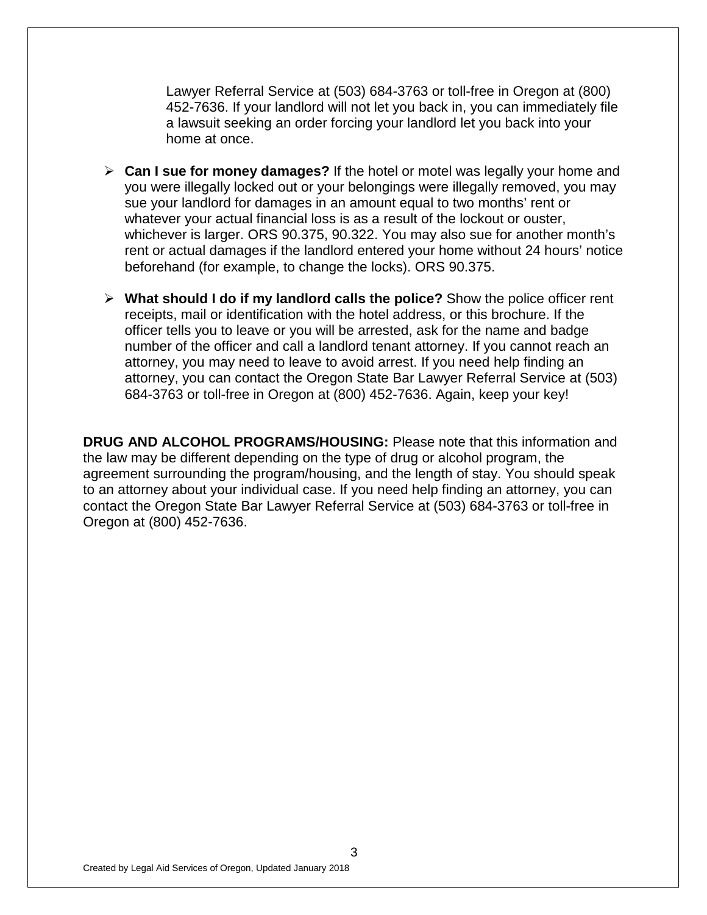Lawyer Referral Service at (503) 684-3763 or toll-free in Oregon at (800) 452-7636. If your landlord will not let you back in, you can immediately file a lawsuit seeking an order forcing your landlord let you back into your home at once.

- **Can I sue for money damages?** If the hotel or motel was legally your home and you were illegally locked out or your belongings were illegally removed, you may sue your landlord for damages in an amount equal to two months' rent or whatever your actual financial loss is as a result of the lockout or ouster, whichever is larger. ORS 90.375, 90.322. You may also sue for another month's rent or actual damages if the landlord entered your home without 24 hours' notice beforehand (for example, to change the locks). ORS 90.375.

- **What should I do if my landlord calls the police?** Show the police officer rent receipts, mail or identification with the hotel address, or this brochure. If the officer tells you to leave or you will be arrested, ask for the name and badge number of the officer and call a landlord tenant attorney. If you cannot reach an attorney, you may need to leave to avoid arrest. If you need help finding an attorney, you can contact the Oregon State Bar Lawyer Referral Service at (503) 684-3763 or toll-free in Oregon at (800) 452-7636. Again, keep your key!

**DRUG AND ALCOHOL PROGRAMS/HOUSING:** Please note that this information and the law may be different depending on the type of drug or alcohol program, the agreement surrounding the program/housing, and the length of stay. You should speak to an attorney about your individual case. If you need help finding an attorney, you can contact the Oregon State Bar Lawyer Referral Service at (503) 684-3763 or toll-free in Oregon at (800) 452-7636.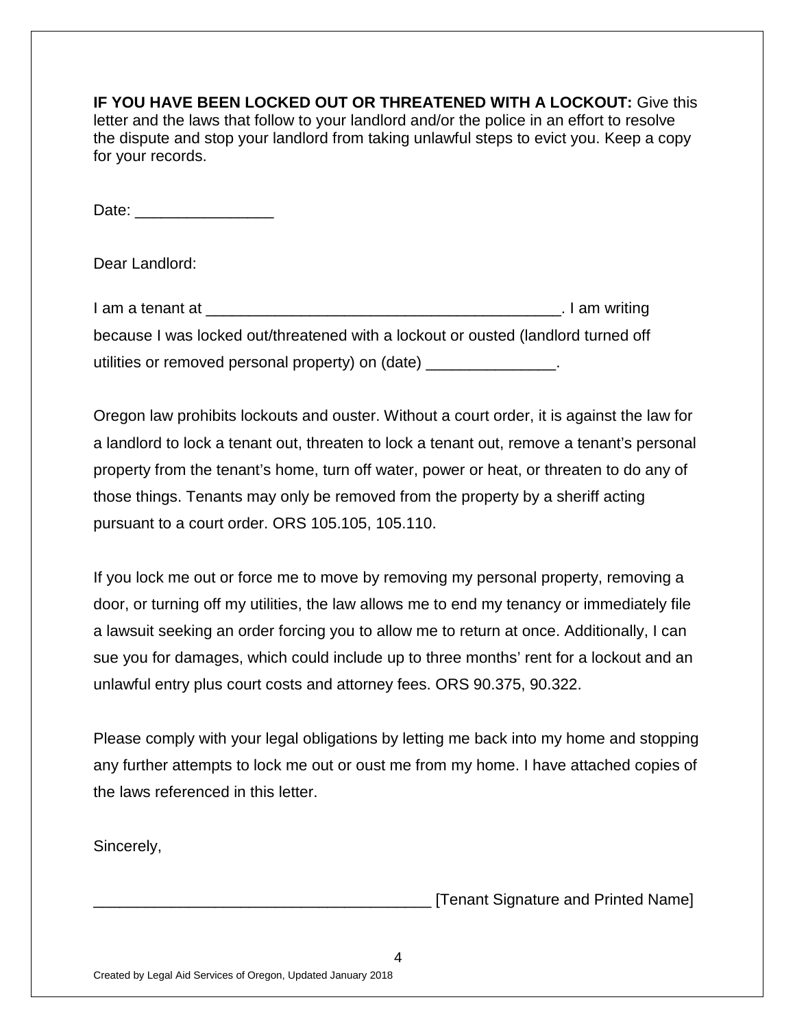**IF YOU HAVE BEEN LOCKED OUT OR THREATENED WITH A LOCKOUT:** Give this letter and the laws that follow to your landlord and/or the police in an effort to resolve the dispute and stop your landlord from taking unlawful steps to evict you. Keep a copy for your records.

Date: ________________

Dear Landlord:

I am a tenant at _________________________________________. I am writing because I was locked out/threatened with a lockout or ousted (landlord turned off utilities or removed personal property) on (date) _______________.

Oregon law prohibits lockouts and ouster. Without a court order, it is against the law for a landlord to lock a tenant out, threaten to lock a tenant out, remove a tenant's personal property from the tenant's home, turn off water, power or heat, or threaten to do any of those things. Tenants may only be removed from the property by a sheriff acting pursuant to a court order. ORS 105.105, 105.110.

If you lock me out or force me to move by removing my personal property, removing a door, or turning off my utilities, the law allows me to end my tenancy or immediately file a lawsuit seeking an order forcing you to allow me to return at once. Additionally, I can sue you for damages, which could include up to three months' rent for a lockout and an unlawful entry plus court costs and attorney fees. ORS 90.375, 90.322.

Please comply with your legal obligations by letting me back into my home and stopping any further attempts to lock me out or oust me from my home. I have attached copies of the laws referenced in this letter.

Sincerely,

_______________________________________ [Tenant Signature and Printed Name]

Created by Legal Aid Services of Oregon, Updated January 2018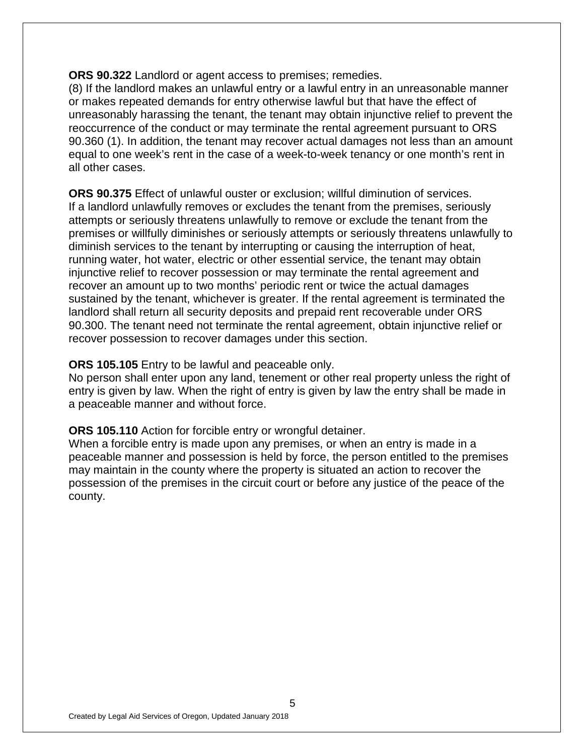**ORS 90.322** Landlord or agent access to premises; remedies.
(8) If the landlord makes an unlawful entry or a lawful entry in an unreasonable manner or makes repeated demands for entry otherwise lawful but that have the effect of unreasonably harassing the tenant, the tenant may obtain injunctive relief to prevent the reoccurrence of the conduct or may terminate the rental agreement pursuant to ORS 90.360 (1). In addition, the tenant may recover actual damages not less than an amount equal to one week's rent in the case of a week-to-week tenancy or one month's rent in all other cases.

**ORS 90.375** Effect of unlawful ouster or exclusion; willful diminution of services.
If a landlord unlawfully removes or excludes the tenant from the premises, seriously attempts or seriously threatens unlawfully to remove or exclude the tenant from the premises or willfully diminishes or seriously attempts or seriously threatens unlawfully to diminish services to the tenant by interrupting or causing the interruption of heat, running water, hot water, electric or other essential service, the tenant may obtain injunctive relief to recover possession or may terminate the rental agreement and recover an amount up to two months' periodic rent or twice the actual damages sustained by the tenant, whichever is greater. If the rental agreement is terminated the landlord shall return all security deposits and prepaid rent recoverable under ORS 90.300. The tenant need not terminate the rental agreement, obtain injunctive relief or recover possession to recover damages under this section.

**ORS 105.105** Entry to be lawful and peaceable only.
No person shall enter upon any land, tenement or other real property unless the right of entry is given by law. When the right of entry is given by law the entry shall be made in a peaceable manner and without force.

**ORS 105.110** Action for forcible entry or wrongful detainer.
When a forcible entry is made upon any premises, or when an entry is made in a peaceable manner and possession is held by force, the person entitled to the premises may maintain in the county where the property is situated an action to recover the possession of the premises in the circuit court or before any justice of the peace of the county.